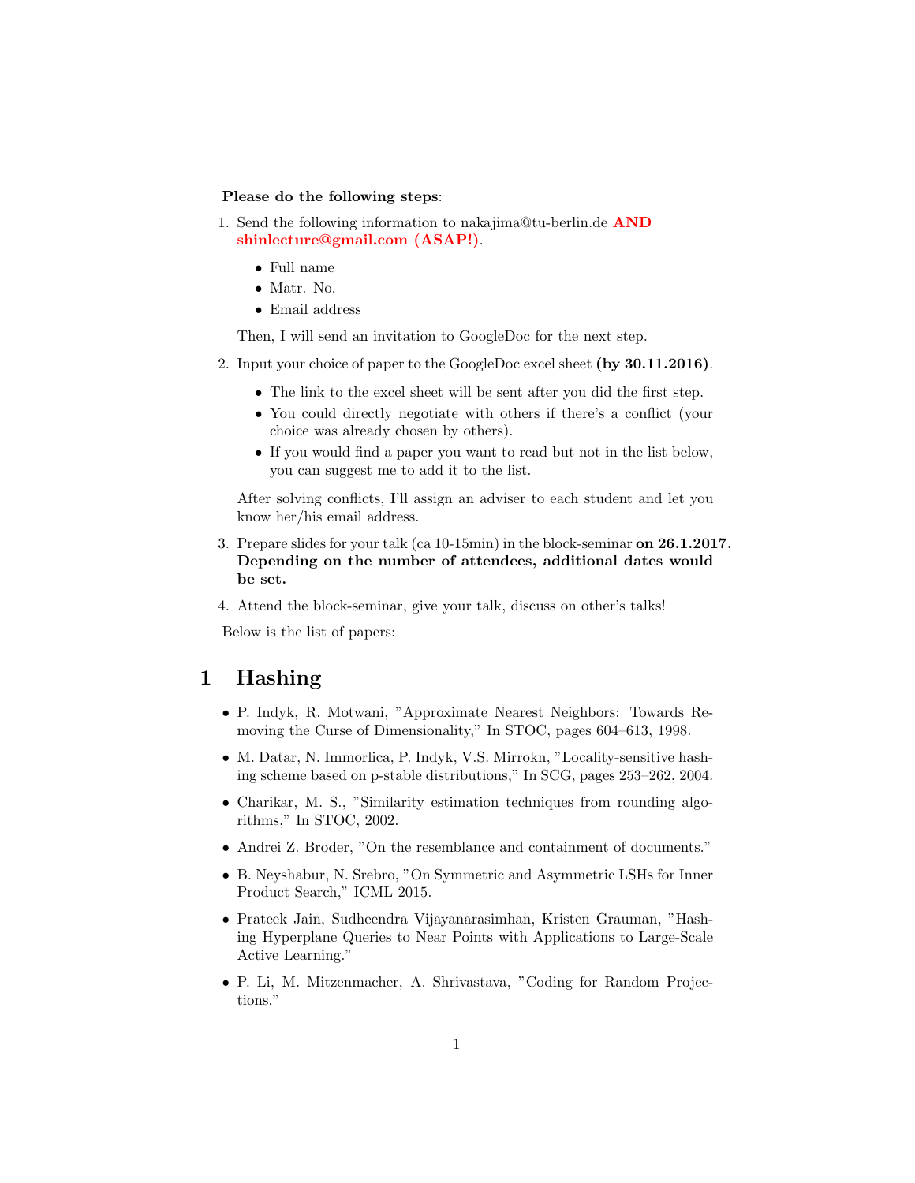**Please do the following steps**:

1. Send the following information to nakajima@tu-berlin.de **AND shinlecture@gmail.com (ASAP!)**.

   - Full name
   - Matr. No.
   - Email address

   Then, I will send an invitation to GoogleDoc for the next step.

2. Input your choice of paper to the GoogleDoc excel sheet **(by 30.11.2016)**.

   - The link to the excel sheet will be sent after you did the first step.
   - You could directly negotiate with others if there's a conflict (your choice was already chosen by others).
   - If you would find a paper you want to read but not in the list below, you can suggest me to add it to the list.

   After solving conflicts, I'll assign an adviser to each student and let you know her/his email address.

3. Prepare slides for your talk (ca 10-15min) in the block-seminar **on 26.1.2017. Depending on the number of attendees, additional dates would be set.**

4. Attend the block-seminar, give your talk, discuss on other's talks!

Below is the list of papers:

# 1 Hashing

- P. Indyk, R. Motwani, "Approximate Nearest Neighbors: Towards Removing the Curse of Dimensionality," In STOC, pages 604–613, 1998.
- M. Datar, N. Immorlica, P. Indyk, V.S. Mirrokn, "Locality-sensitive hashing scheme based on p-stable distributions," In SCG, pages 253–262, 2004.
- Charikar, M. S., "Similarity estimation techniques from rounding algorithms," In STOC, 2002.
- Andrei Z. Broder, "On the resemblance and containment of documents."
- B. Neyshabur, N. Srebro, "On Symmetric and Asymmetric LSHs for Inner Product Search," ICML 2015.
- Prateek Jain, Sudheendra Vijayanarasimhan, Kristen Grauman, "Hashing Hyperplane Queries to Near Points with Applications to Large-Scale Active Learning."
- P. Li, M. Mitzenmacher, A. Shrivastava, "Coding for Random Projections."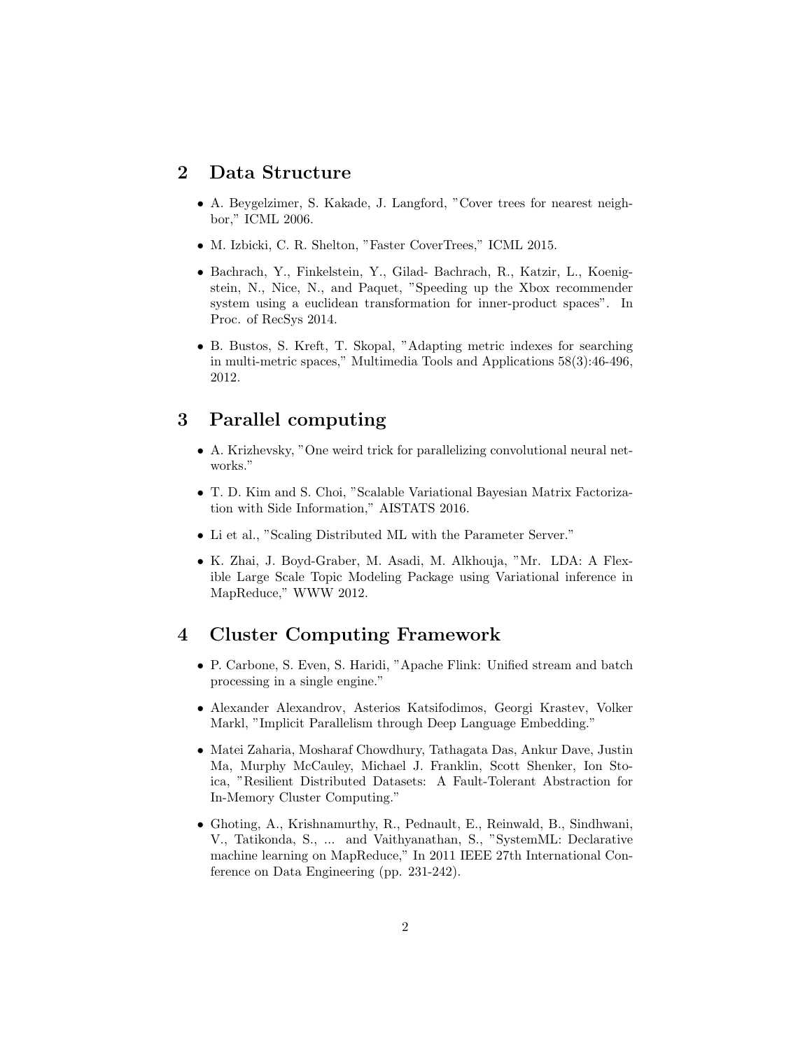## 2 Data Structure

- A. Beygelzimer, S. Kakade, J. Langford, "Cover trees for nearest neighbor," ICML 2006.
- M. Izbicki, C. R. Shelton, "Faster CoverTrees," ICML 2015.
- Bachrach, Y., Finkelstein, Y., Gilad- Bachrach, R., Katzir, L., Koenigstein, N., Nice, N., and Paquet, "Speeding up the Xbox recommender system using a euclidean transformation for inner-product spaces". In Proc. of RecSys 2014.
- B. Bustos, S. Kreft, T. Skopal, "Adapting metric indexes for searching in multi-metric spaces," Multimedia Tools and Applications 58(3):46-496, 2012.

## 3 Parallel computing

- A. Krizhevsky, "One weird trick for parallelizing convolutional neural networks."
- T. D. Kim and S. Choi, "Scalable Variational Bayesian Matrix Factorization with Side Information," AISTATS 2016.
- Li et al., "Scaling Distributed ML with the Parameter Server."
- K. Zhai, J. Boyd-Graber, M. Asadi, M. Alkhouja, "Mr. LDA: A Flexible Large Scale Topic Modeling Package using Variational inference in MapReduce," WWW 2012.

## 4 Cluster Computing Framework

- P. Carbone, S. Even, S. Haridi, "Apache Flink: Unified stream and batch processing in a single engine."
- Alexander Alexandrov, Asterios Katsifodimos, Georgi Krastev, Volker Markl, "Implicit Parallelism through Deep Language Embedding."
- Matei Zaharia, Mosharaf Chowdhury, Tathagata Das, Ankur Dave, Justin Ma, Murphy McCauley, Michael J. Franklin, Scott Shenker, Ion Stoica, "Resilient Distributed Datasets: A Fault-Tolerant Abstraction for In-Memory Cluster Computing."
- Ghoting, A., Krishnamurthy, R., Pednault, E., Reinwald, B., Sindhwani, V., Tatikonda, S., ... and Vaithyanathan, S., "SystemML: Declarative machine learning on MapReduce," In 2011 IEEE 27th International Conference on Data Engineering (pp. 231-242).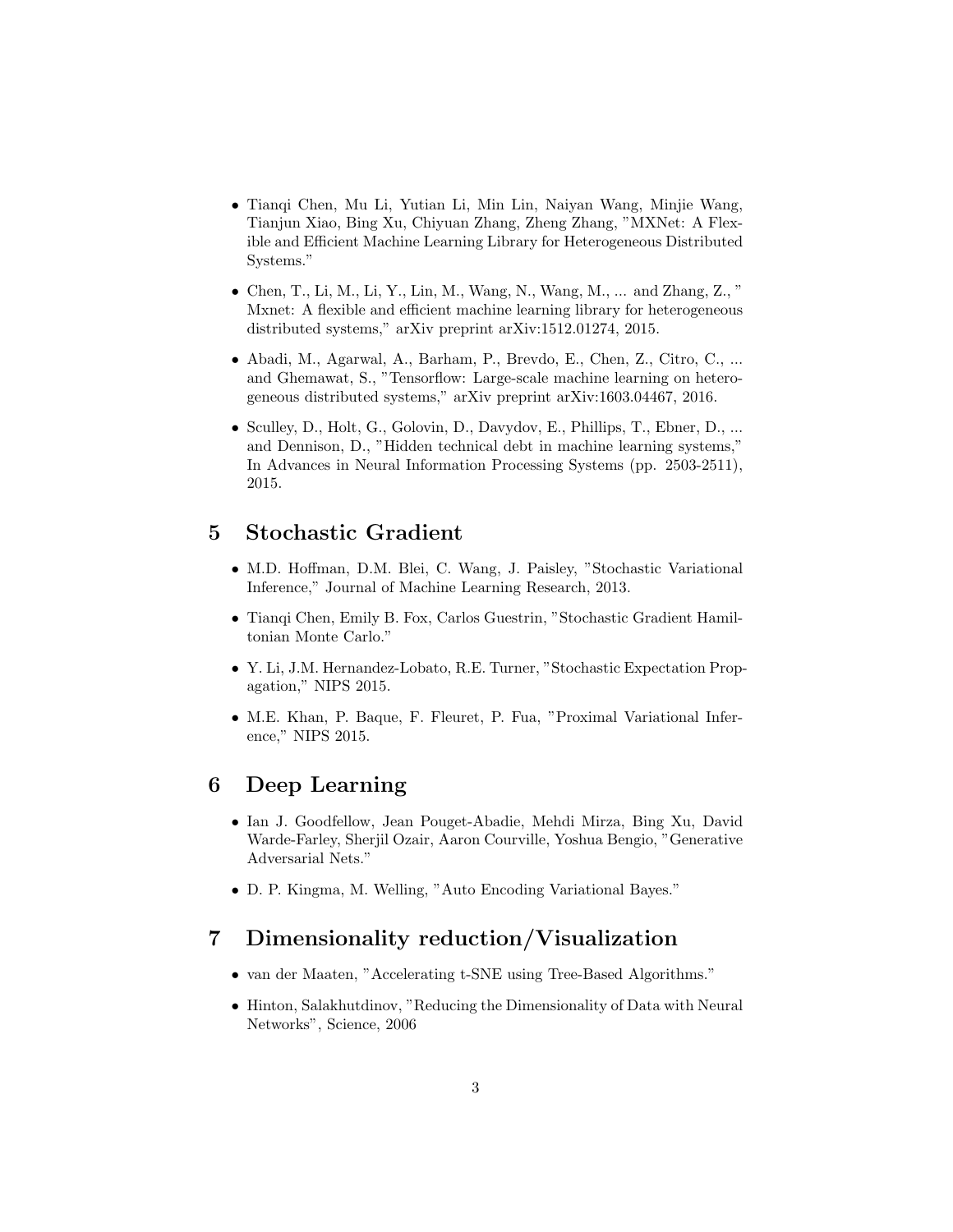- Tianqi Chen, Mu Li, Yutian Li, Min Lin, Naiyan Wang, Minjie Wang, Tianjun Xiao, Bing Xu, Chiyuan Zhang, Zheng Zhang, "MXNet: A Flexible and Efficient Machine Learning Library for Heterogeneous Distributed Systems."

- Chen, T., Li, M., Li, Y., Lin, M., Wang, N., Wang, M., ... and Zhang, Z., " Mxnet: A flexible and efficient machine learning library for heterogeneous distributed systems," arXiv preprint arXiv:1512.01274, 2015.

- Abadi, M., Agarwal, A., Barham, P., Brevdo, E., Chen, Z., Citro, C., ... and Ghemawat, S., "Tensorflow: Large-scale machine learning on heterogeneous distributed systems," arXiv preprint arXiv:1603.04467, 2016.

- Sculley, D., Holt, G., Golovin, D., Davydov, E., Phillips, T., Ebner, D., ... and Dennison, D., "Hidden technical debt in machine learning systems," In Advances in Neural Information Processing Systems (pp. 2503-2511), 2015.

# 5 Stochastic Gradient

- M.D. Hoffman, D.M. Blei, C. Wang, J. Paisley, "Stochastic Variational Inference," Journal of Machine Learning Research, 2013.

- Tianqi Chen, Emily B. Fox, Carlos Guestrin, "Stochastic Gradient Hamiltonian Monte Carlo."

- Y. Li, J.M. Hernandez-Lobato, R.E. Turner, "Stochastic Expectation Propagation," NIPS 2015.

- M.E. Khan, P. Baque, F. Fleuret, P. Fua, "Proximal Variational Inference," NIPS 2015.

# 6 Deep Learning

- Ian J. Goodfellow, Jean Pouget-Abadie, Mehdi Mirza, Bing Xu, David Warde-Farley, Sherjil Ozair, Aaron Courville, Yoshua Bengio, "Generative Adversarial Nets."

- D. P. Kingma, M. Welling, "Auto Encoding Variational Bayes."

# 7 Dimensionality reduction/Visualization

- van der Maaten, "Accelerating t-SNE using Tree-Based Algorithms."

- Hinton, Salakhutdinov, "Reducing the Dimensionality of Data with Neural Networks", Science, 2006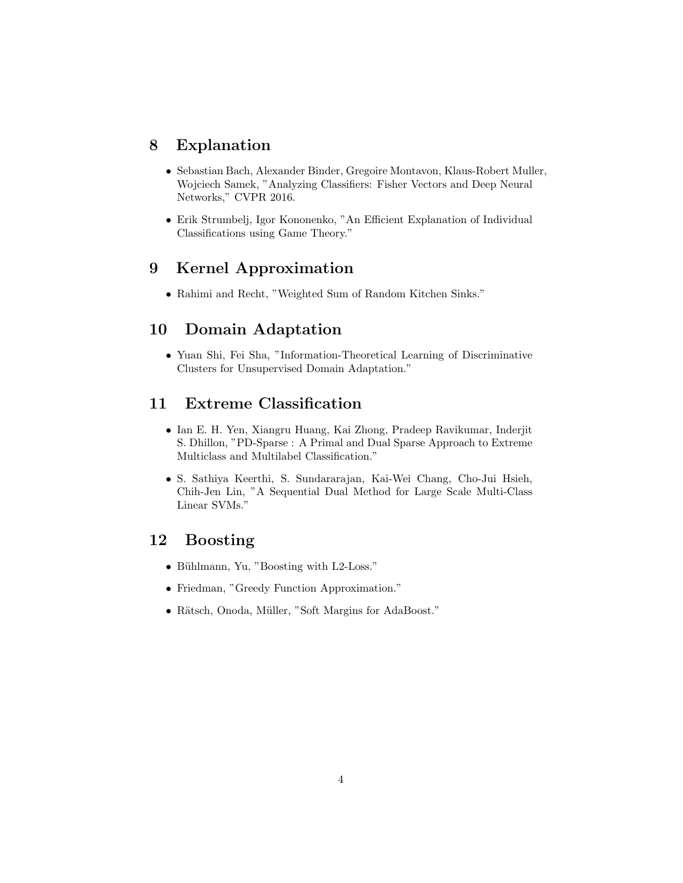## 8 Explanation

- Sebastian Bach, Alexander Binder, Gregoire Montavon, Klaus-Robert Muller, Wojciech Samek, "Analyzing Classifiers: Fisher Vectors and Deep Neural Networks," CVPR 2016.
- Erik Strumbelj, Igor Kononenko, "An Efficient Explanation of Individual Classifications using Game Theory."

## 9 Kernel Approximation

- Rahimi and Recht, "Weighted Sum of Random Kitchen Sinks."

## 10 Domain Adaptation

- Yuan Shi, Fei Sha, "Information-Theoretical Learning of Discriminative Clusters for Unsupervised Domain Adaptation."

## 11 Extreme Classification

- Ian E. H. Yen, Xiangru Huang, Kai Zhong, Pradeep Ravikumar, Inderjit S. Dhillon, "PD-Sparse : A Primal and Dual Sparse Approach to Extreme Multiclass and Multilabel Classification."
- S. Sathiya Keerthi, S. Sundararajan, Kai-Wei Chang, Cho-Jui Hsieh, Chih-Jen Lin, "A Sequential Dual Method for Large Scale Multi-Class Linear SVMs."

## 12 Boosting

- Bühlmann, Yu, "Boosting with L2-Loss."
- Friedman, "Greedy Function Approximation."
- Rätsch, Onoda, Müller, "Soft Margins for AdaBoost."